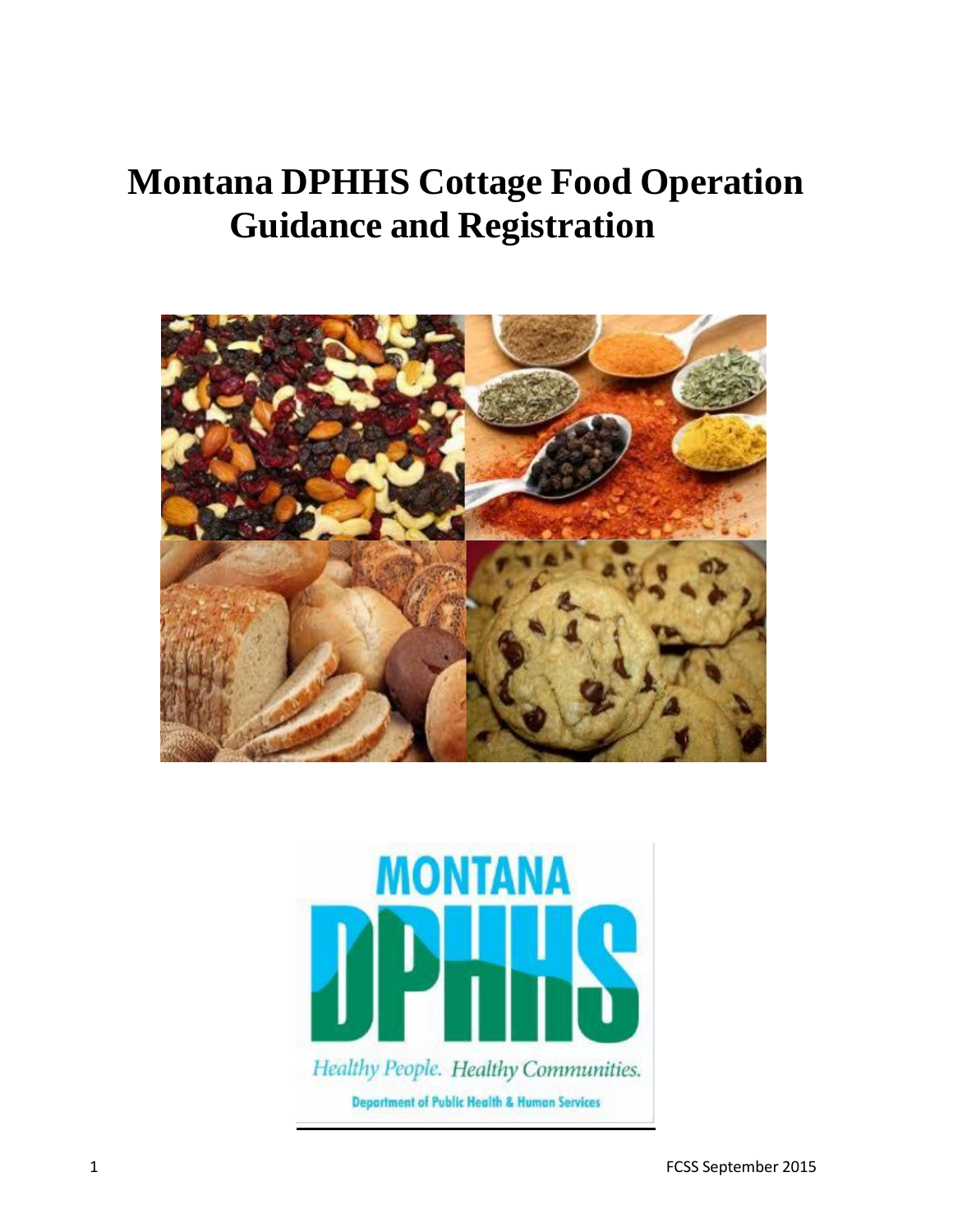# Montana DPHHS Cottage Food Operation Guidance and Registration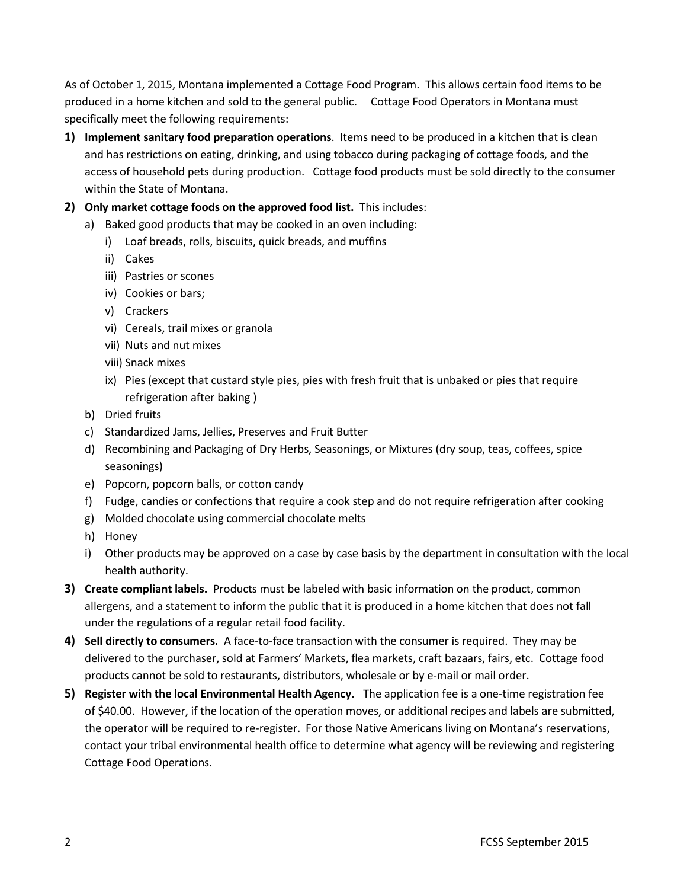As of October 1, 2015, Montana implemented a Cottage Food Program. This allows certain food items to be produced in a home kitchen and sold to the general public. Cottage Food Operators in Montana must specifically meet the following requirements:

1) **Implement sanitary food preparation operations**. Items need to be produced in a kitchen that is clean and has restrictions on eating, drinking, and using tobacco during packaging of cottage foods, and the access of household pets during production. Cottage food products must be sold directly to the consumer within the State of Montana.

2) **Only market cottage foods on the approved food list.** This includes:
   a) Baked good products that may be cooked in an oven including:
      i) Loaf breads, rolls, biscuits, quick breads, and muffins
      ii) Cakes
      iii) Pastries or scones
      iv) Cookies or bars;
      v) Crackers
      vi) Cereals, trail mixes or granola
      vii) Nuts and nut mixes
      viii) Snack mixes
      ix) Pies (except that custard style pies, pies with fresh fruit that is unbaked or pies that require refrigeration after baking )
   b) Dried fruits
   c) Standardized Jams, Jellies, Preserves and Fruit Butter
   d) Recombining and Packaging of Dry Herbs, Seasonings, or Mixtures (dry soup, teas, coffees, spice seasonings)
   e) Popcorn, popcorn balls, or cotton candy
   f) Fudge, candies or confections that require a cook step and do not require refrigeration after cooking
   g) Molded chocolate using commercial chocolate melts
   h) Honey
   i) Other products may be approved on a case by case basis by the department in consultation with the local health authority.

3) **Create compliant labels.** Products must be labeled with basic information on the product, common allergens, and a statement to inform the public that it is produced in a home kitchen that does not fall under the regulations of a regular retail food facility.

4) **Sell directly to consumers.** A face-to-face transaction with the consumer is required. They may be delivered to the purchaser, sold at Farmers' Markets, flea markets, craft bazaars, fairs, etc. Cottage food products cannot be sold to restaurants, distributors, wholesale or by e-mail or mail order.

5) **Register with the local Environmental Health Agency.** The application fee is a one-time registration fee of $40.00. However, if the location of the operation moves, or additional recipes and labels are submitted, the operator will be required to re-register. For those Native Americans living on Montana's reservations, contact your tribal environmental health office to determine what agency will be reviewing and registering Cottage Food Operations.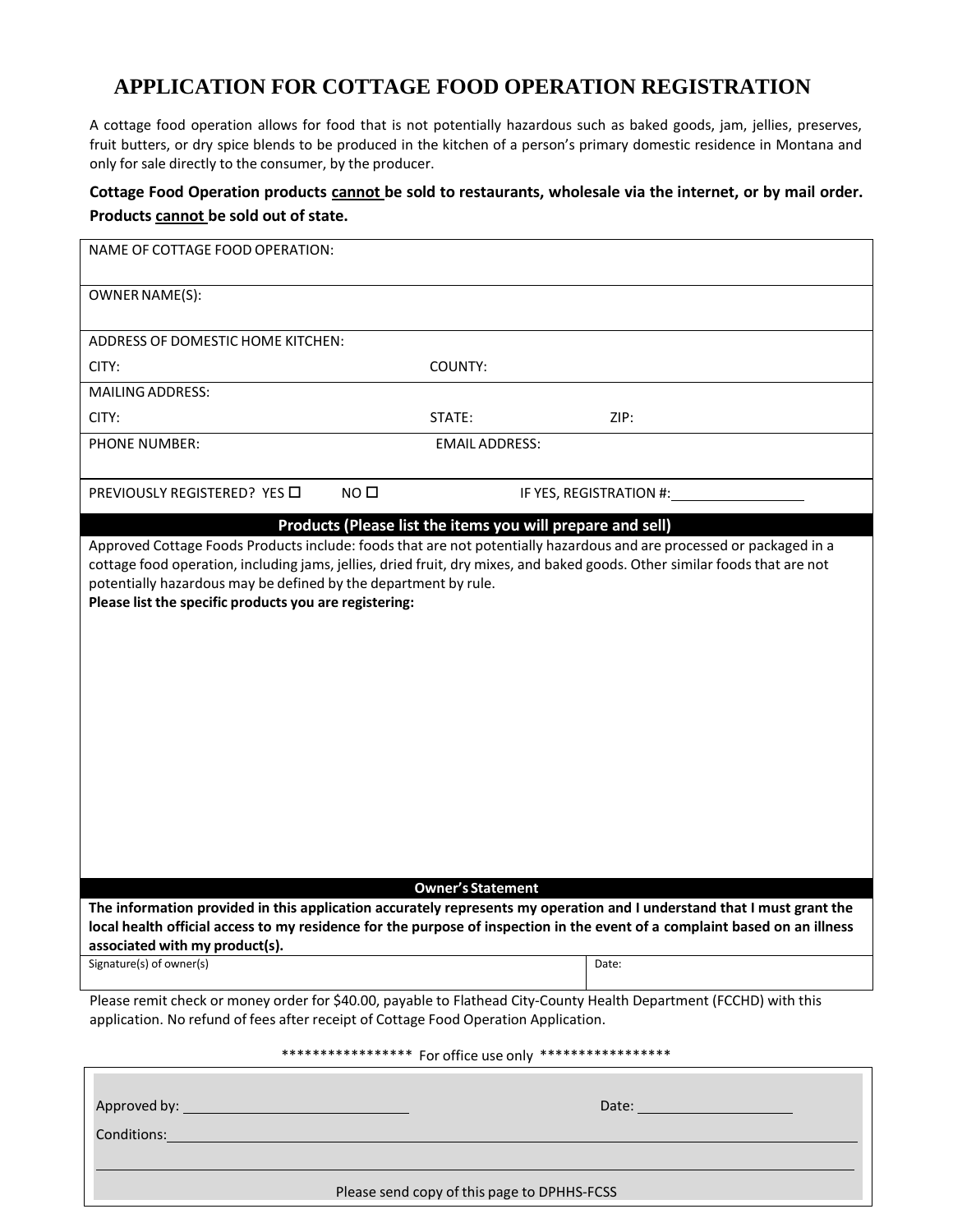# APPLICATION FOR COTTAGE FOOD OPERATION REGISTRATION

A cottage food operation allows for food that is not potentially hazardous such as baked goods, jam, jellies, preserves, fruit butters, or dry spice blends to be produced in the kitchen of a person's primary domestic residence in Montana and only for sale directly to the consumer, by the producer.

**Cottage Food Operation products cannot be sold to restaurants, wholesale via the internet, or by mail order. Products cannot be sold out of state.**

NAME OF COTTAGE FOOD OPERATION:

OWNER NAME(S):

ADDRESS OF DOMESTIC HOME KITCHEN:

CITY: COUNTY:

MAILING ADDRESS:

CITY: STATE: ZIP:

PHONE NUMBER: EMAIL ADDRESS:

PREVIOUSLY REGISTERED? YES ☐ NO ☐ IF YES, REGISTRATION #: ______________

## Products (Please list the items you will prepare and sell)

Approved Cottage Foods Products include: foods that are not potentially hazardous and are processed or packaged in a cottage food operation, including jams, jellies, dried fruit, dry mixes, and baked goods. Other similar foods that are not potentially hazardous may be defined by the department by rule.

**Please list the specific products you are registering:**

## Owner's Statement

**The information provided in this application accurately represents my operation and I understand that I must grant the local health official access to my residence for the purpose of inspection in the event of a complaint based on an illness associated with my product(s).**

| Signature(s) of owner(s) | Date: |
|---|---|
| | |

Please remit check or money order for $40.00, payable to Flathead City-County Health Department (FCCHD) with this application. No refund of fees after receipt of Cottage Food Operation Application.

***************** For office use only *****************

Approved by: ____________________________ Date: ____________________

Conditions: ____________________________________________________________

________________________________________________________________________

Please send copy of this page to DPHHS-FCSS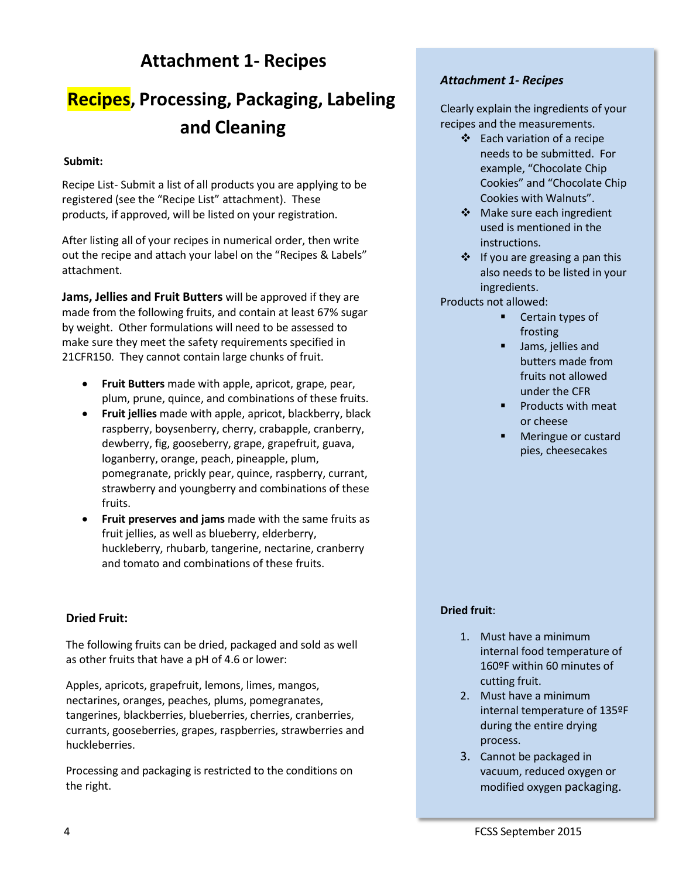# Attachment 1- Recipes

## Recipes, Processing, Packaging, Labeling and Cleaning

**Submit:**

Recipe List- Submit a list of all products you are applying to be registered (see the "Recipe List" attachment). These products, if approved, will be listed on your registration.

After listing all of your recipes in numerical order, then write out the recipe and attach your label on the "Recipes & Labels" attachment.

**Jams, Jellies and Fruit Butters** will be approved if they are made from the following fruits, and contain at least 67% sugar by weight. Other formulations will need to be assessed to make sure they meet the safety requirements specified in 21CFR150. They cannot contain large chunks of fruit.

- **Fruit Butters** made with apple, apricot, grape, pear, plum, prune, quince, and combinations of these fruits.
- **Fruit jellies** made with apple, apricot, blackberry, black raspberry, boysenberry, cherry, crabapple, cranberry, dewberry, fig, gooseberry, grape, grapefruit, guava, loganberry, orange, peach, pineapple, plum, pomegranate, prickly pear, quince, raspberry, currant, strawberry and youngberry and combinations of these fruits.
- **Fruit preserves and jams** made with the same fruits as fruit jellies, as well as blueberry, elderberry, huckleberry, rhubarb, tangerine, nectarine, cranberry and tomato and combinations of these fruits.

*Attachment 1- Recipes*

Clearly explain the ingredients of your recipes and the measurements.

- Each variation of a recipe needs to be submitted. For example, "Chocolate Chip Cookies" and "Chocolate Chip Cookies with Walnuts".
- Make sure each ingredient used is mentioned in the instructions.
- If you are greasing a pan this also needs to be listed in your ingredients.

Products not allowed:

- Certain types of frosting
- Jams, jellies and butters made from fruits not allowed under the CFR
- Products with meat or cheese
- Meringue or custard pies, cheesecakes

### Dried Fruit:

The following fruits can be dried, packaged and sold as well as other fruits that have a pH of 4.6 or lower:

Apples, apricots, grapefruit, lemons, limes, mangos, nectarines, oranges, peaches, plums, pomegranates, tangerines, blackberries, blueberries, cherries, cranberries, currants, gooseberries, grapes, raspberries, strawberries and huckleberries.

Processing and packaging is restricted to the conditions on the right.

**Dried fruit**:

1. Must have a minimum internal food temperature of 160ºF within 60 minutes of cutting fruit.
2. Must have a minimum internal temperature of 135ºF during the entire drying process.
3. Cannot be packaged in vacuum, reduced oxygen or modified oxygen packaging.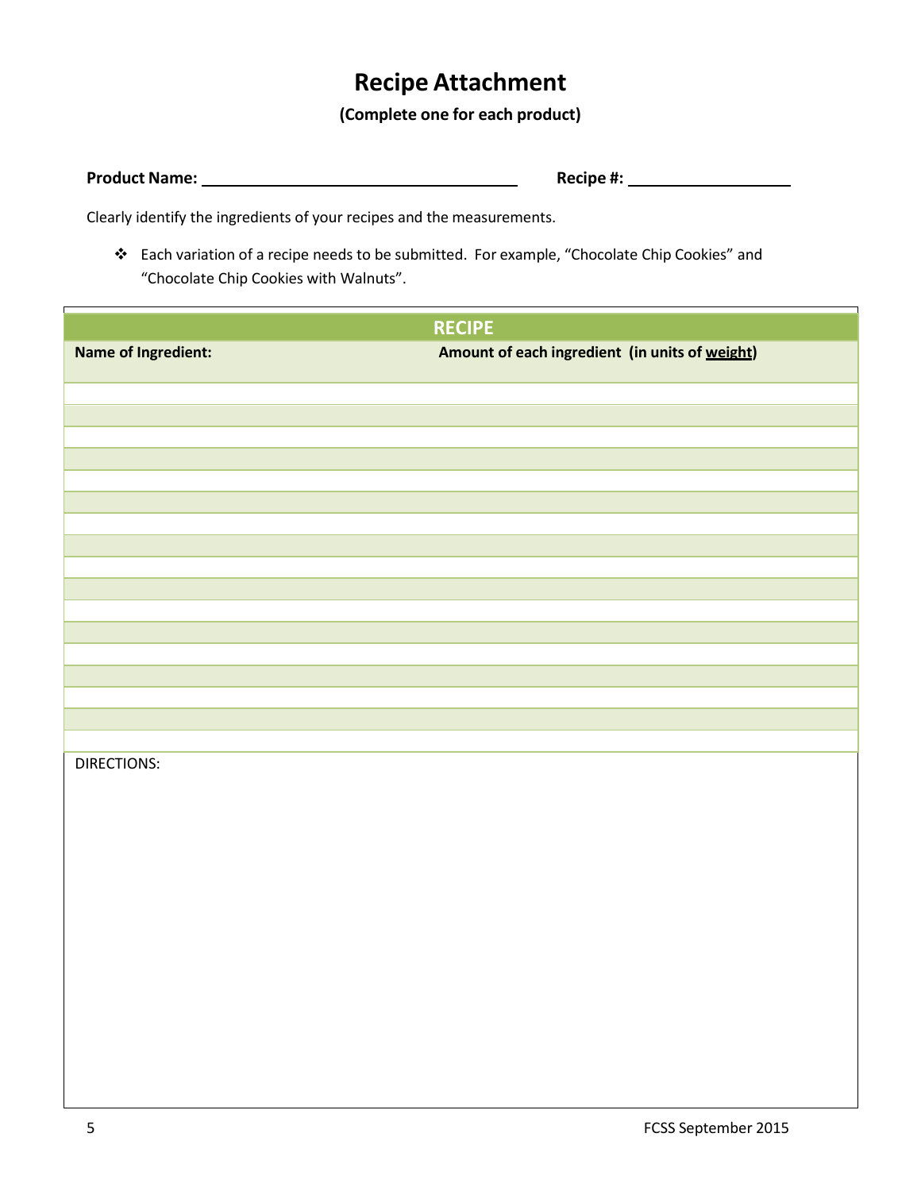# Recipe Attachment

**(Complete one for each product)**

**Product Name:** ______________________________ **Recipe #:** ________________

Clearly identify the ingredients of your recipes and the measurements.

- Each variation of a recipe needs to be submitted. For example, "Chocolate Chip Cookies" and "Chocolate Chip Cookies with Walnuts".

| RECIPE | |
|---|---|
| **Name of Ingredient:** | **Amount of each ingredient (in units of weight)** |
| | |
| | |
| | |
| | |
| | |
| | |
| | |
| | |
| | |
| | |
| | |
| | |
| | |
| | |
| | |
| | |
| | |

DIRECTIONS:

FCSS September 2015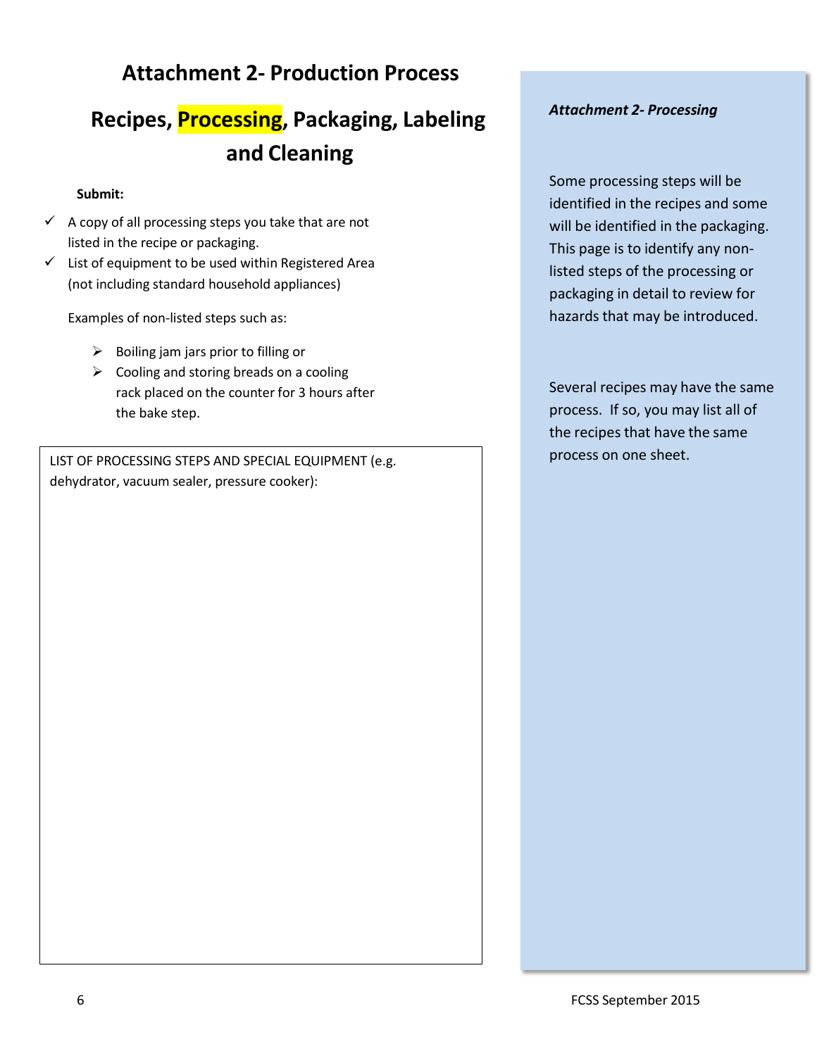# Attachment 2- Production Process

## Recipes, Processing, Packaging, Labeling and Cleaning

**Submit:**

- ✓ A copy of all processing steps you take that are not listed in the recipe or packaging.
- ✓ List of equipment to be used within Registered Area (not including standard household appliances)

Examples of non-listed steps such as:

- Boiling jam jars prior to filling or
- Cooling and storing breads on a cooling rack placed on the counter for 3 hours after the bake step.

| LIST OF PROCESSING STEPS AND SPECIAL EQUIPMENT (e.g. dehydrator, vacuum sealer, pressure cooker): |
|---|
| |

***Attachment 2- Processing***

Some processing steps will be identified in the recipes and some will be identified in the packaging. This page is to identify any non-listed steps of the processing or packaging in detail to review for hazards that may be introduced.

Several recipes may have the same process. If so, you may list all of the recipes that have the same process on one sheet.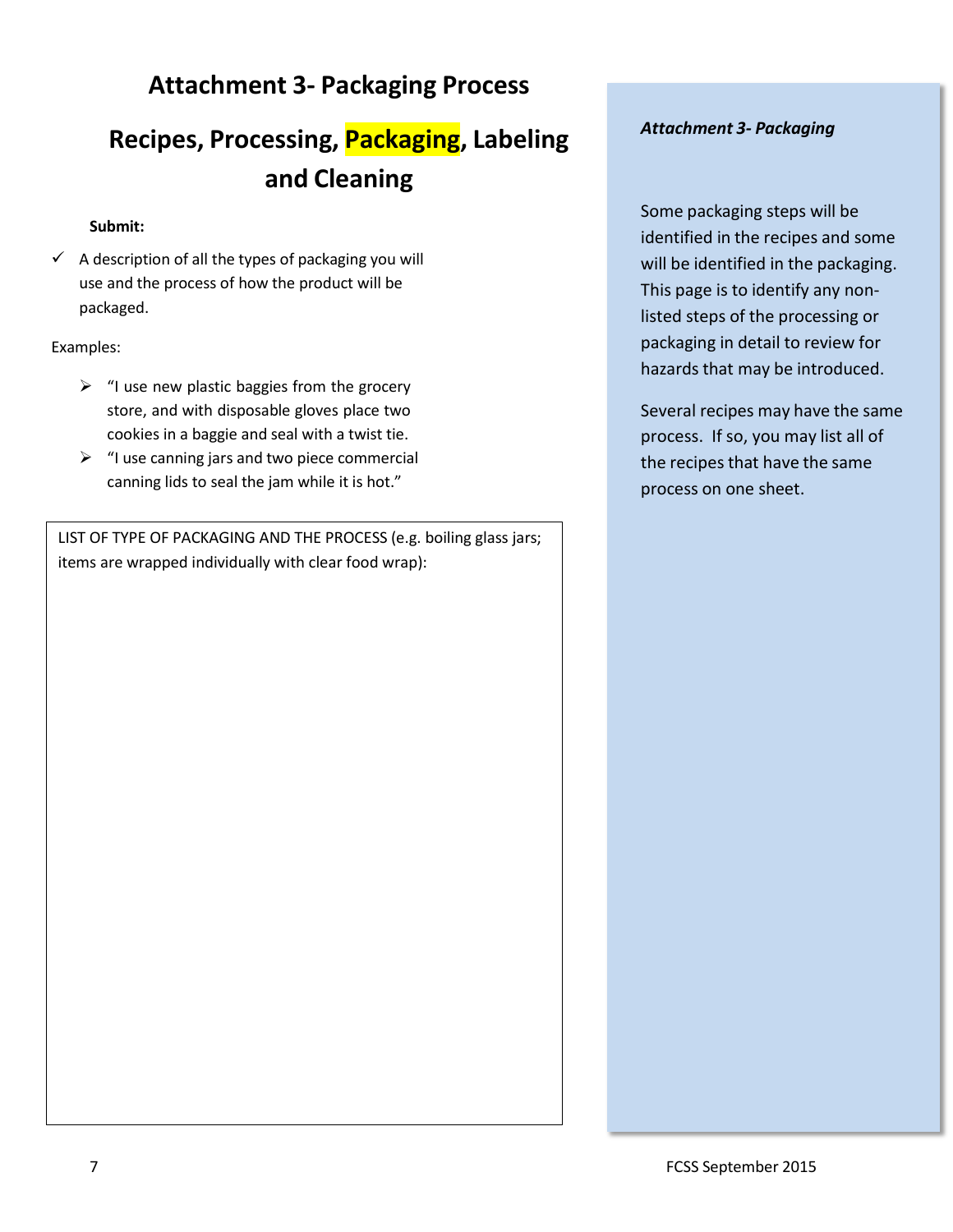# Attachment 3- Packaging Process

## Recipes, Processing, Packaging, Labeling and Cleaning

**Submit:**

- ✓ A description of all the types of packaging you will use and the process of how the product will be packaged.

Examples:

- "I use new plastic baggies from the grocery store, and with disposable gloves place two cookies in a baggie and seal with a twist tie.
- "I use canning jars and two piece commercial canning lids to seal the jam while it is hot."

LIST OF TYPE OF PACKAGING AND THE PROCESS (e.g. boiling glass jars; items are wrapped individually with clear food wrap):

***Attachment 3- Packaging***

Some packaging steps will be identified in the recipes and some will be identified in the packaging. This page is to identify any non-listed steps of the processing or packaging in detail to review for hazards that may be introduced.

Several recipes may have the same process. If so, you may list all of the recipes that have the same process on one sheet.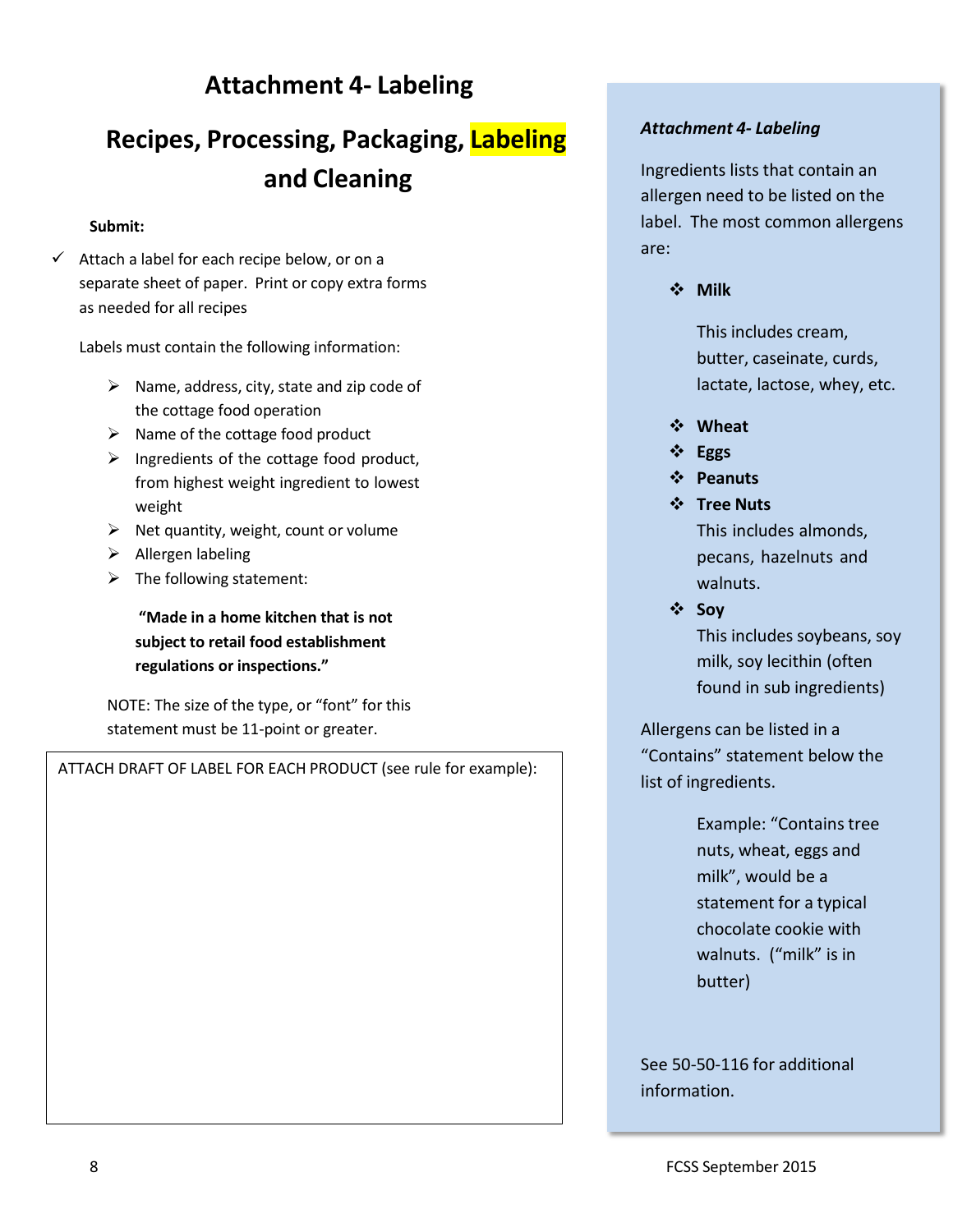# Attachment 4- Labeling

## Recipes, Processing, Packaging, Labeling and Cleaning

**Submit:**

- ✓ Attach a label for each recipe below, or on a separate sheet of paper. Print or copy extra forms as needed for all recipes

Labels must contain the following information:

- Name, address, city, state and zip code of the cottage food operation
- Name of the cottage food product
- Ingredients of the cottage food product, from highest weight ingredient to lowest weight
- Net quantity, weight, count or volume
- Allergen labeling
- The following statement:

**"Made in a home kitchen that is not subject to retail food establishment regulations or inspections."**

NOTE: The size of the type, or "font" for this statement must be 11-point or greater.

| ATTACH DRAFT OF LABEL FOR EACH PRODUCT (see rule for example): |
| --- |
| |

***Attachment 4- Labeling***

Ingredients lists that contain an allergen need to be listed on the label. The most common allergens are:

- **Milk**

  This includes cream, butter, caseinate, curds, lactate, lactose, whey, etc.

- **Wheat**
- **Eggs**
- **Peanuts**
- **Tree Nuts**

  This includes almonds, pecans, hazelnuts and walnuts.

- **Soy**

  This includes soybeans, soy milk, soy lecithin (often found in sub ingredients)

Allergens can be listed in a "Contains" statement below the list of ingredients.

Example: "Contains tree nuts, wheat, eggs and milk", would be a statement for a typical chocolate cookie with walnuts. ("milk" is in butter)

See 50-50-116 for additional information.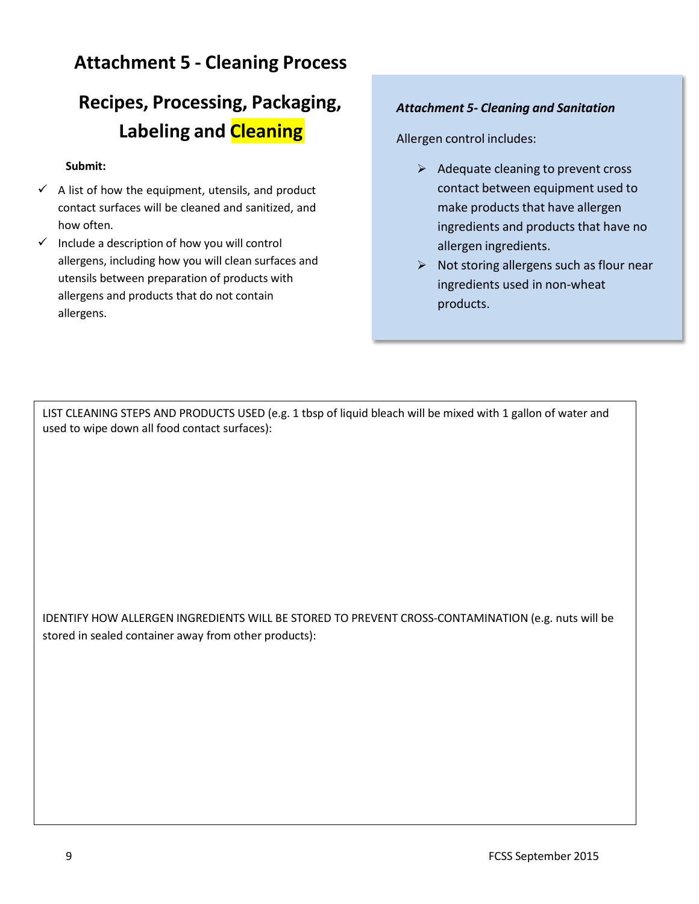# Attachment 5 - Cleaning Process

## Recipes, Processing, Packaging, Labeling and Cleaning

**Submit:**

- ✓ A list of how the equipment, utensils, and product contact surfaces will be cleaned and sanitized, and how often.
- ✓ Include a description of how you will control allergens, including how you will clean surfaces and utensils between preparation of products with allergens and products that do not contain allergens.

***Attachment 5- Cleaning and Sanitation***

Allergen control includes:

- ➢ Adequate cleaning to prevent cross contact between equipment used to make products that have allergen ingredients and products that have no allergen ingredients.
- ➢ Not storing allergens such as flour near ingredients used in non-wheat products.

LIST CLEANING STEPS AND PRODUCTS USED (e.g. 1 tbsp of liquid bleach will be mixed with 1 gallon of water and used to wipe down all food contact surfaces):

IDENTIFY HOW ALLERGEN INGREDIENTS WILL BE STORED TO PREVENT CROSS-CONTAMINATION (e.g. nuts will be stored in sealed container away from other products):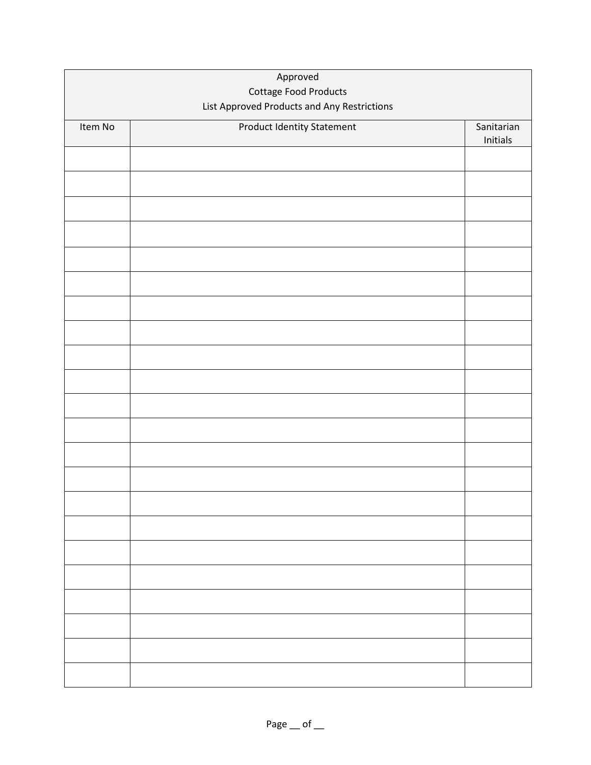| Approved<br>Cottage Food Products<br>List Approved Products and Any Restrictions | | |
|---|---|---|
| Item No | Product Identity Statement | Sanitarian Initials |
| | | |
| | | |
| | | |
| | | |
| | | |
| | | |
| | | |
| | | |
| | | |
| | | |
| | | |
| | | |
| | | |
| | | |
| | | |
| | | |
| | | |
| | | |
| | | |
| | | |
| | | |
| | | |

Page __ of __